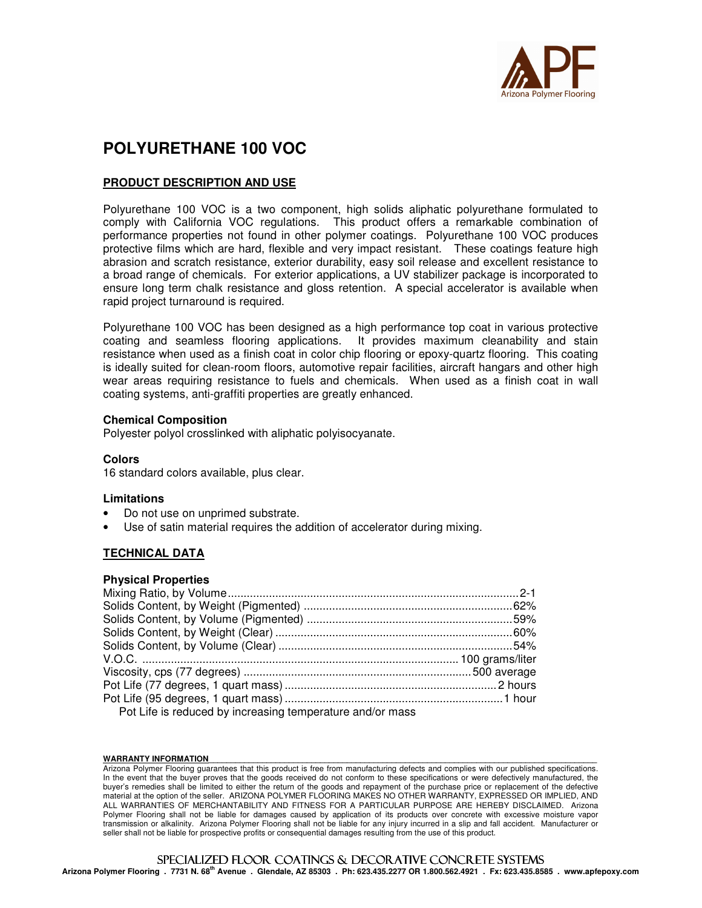# POLYURETHANE 100 VOC

## PRODUCT DESCRIPTION AND USE

Polyurethane 100 VOC is a two component, high solids aliphatic polyurethane formulated to comply with California VOC regulations. This product offers a remarkable combination of performance properties not found in other polymer coatings. Polyurethane 100 VOC produces protective films which are hard, flexible and very impact resistant. These coatings feature high abrasion and scratch resistance, exterior durability, easy soil release and excellent resistance to a broad range of chemicals. For exterior applications, a UV stabilizer package is incorporated to ensure long term chalk resistance and gloss retention. A special accelerator is available when rapid project turnaround is required.

Polyurethane 100 VOC has been designed as a high performance top coat in various protective coating and seamless flooring applications. It provides maximum cleanability and stain resistance when used as a finish coat in color chip flooring or epoxy-quartz flooring. This coating is ideally suited for clean-room floors, automotive repair facilities, aircraft hangars and other high wear areas requiring resistance to fuels and chemicals. When used as a finish coat in wall coating systems, anti-graffiti properties are greatly enhanced.

### Chemical Composition

Polyester polyol crosslinked with aliphatic polyisocyanate.

### Colors

16 standard colors available, plus clear.

### Limitations

- Do not use on unprimed substrate.
- Use of satin material requires the addition of accelerator during mixing.

## TECHNICAL DATA

### Physical Properties

| Property | Value |
|---|---|
| Mixing Ratio, by Volume | 2-1 |
| Solids Content, by Weight (Pigmented) | 62% |
| Solids Content, by Volume (Pigmented) | 59% |
| Solids Content, by Weight (Clear) | 60% |
| Solids Content, by Volume (Clear) | 54% |
| V.O.C. | 100 grams/liter |
| Viscosity, cps (77 degrees) | 500 average |
| Pot Life (77 degrees, 1 quart mass) | 2 hours |
| Pot Life (95 degrees, 1 quart mass) | 1 hour |

Pot Life is reduced by increasing temperature and/or mass

**WARRANTY INFORMATION**

Arizona Polymer Flooring guarantees that this product is free from manufacturing defects and complies with our published specifications. In the event that the buyer proves that the goods received do not conform to these specifications or were defectively manufactured, the buyer's remedies shall be limited to either the return of the goods and repayment of the purchase price or replacement of the defective material at the option of the seller. ARIZONA POLYMER FLOORING MAKES NO OTHER WARRANTY, EXPRESSED OR IMPLIED, AND ALL WARRANTIES OF MERCHANTABILITY AND FITNESS FOR A PARTICULAR PURPOSE ARE HEREBY DISCLAIMED. Arizona Polymer Flooring shall not be liable for damages caused by application of its products over concrete with excessive moisture vapor transmission or alkalinity. Arizona Polymer Flooring shall not be liable for any injury incurred in a slip and fall accident. Manufacturer or seller shall not be liable for prospective profits or consequential damages resulting from the use of this product.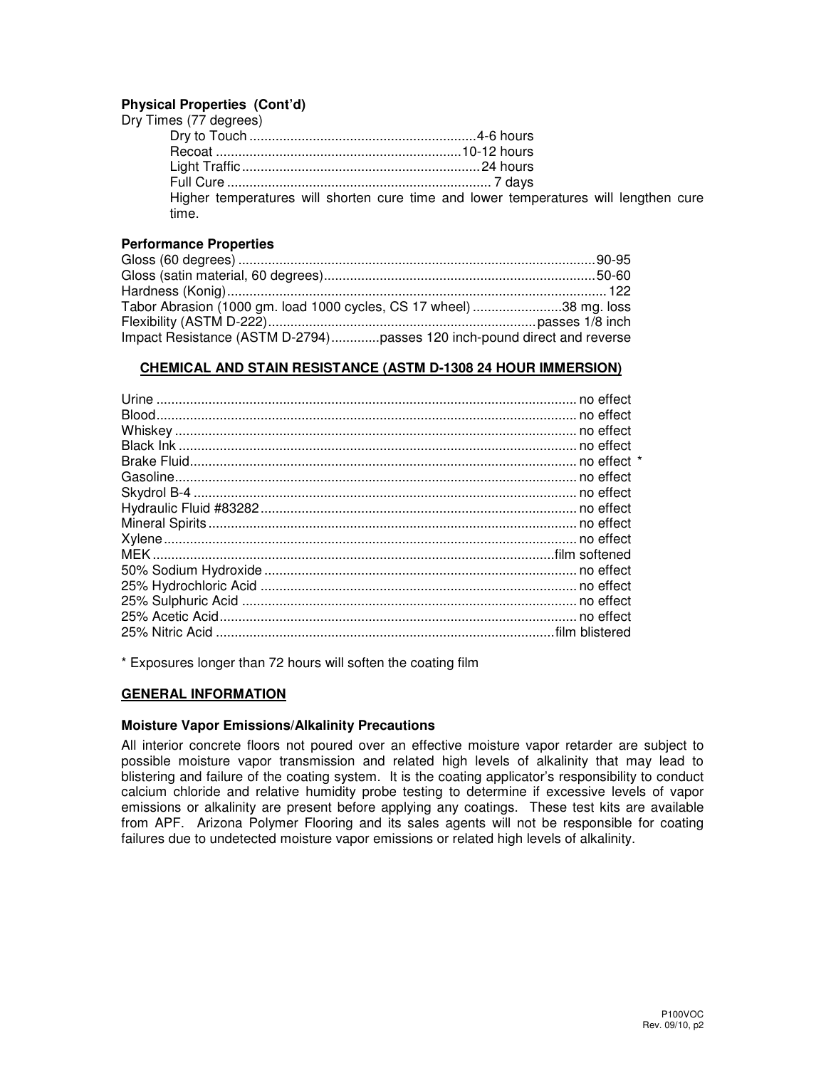### Physical Properties (Cont'd)

Dry Times (77 degrees)

| Property | Value |
|---|---|
| Dry to Touch | 4-6 hours |
| Recoat | 10-12 hours |
| Light Traffic | 24 hours |
| Full Cure | 7 days |

Higher temperatures will shorten cure time and lower temperatures will lengthen cure time.

### Performance Properties

| Property | Value |
|---|---|
| Gloss (60 degrees) | 90-95 |
| Gloss (satin material, 60 degrees) | 50-60 |
| Hardness (Konig) | 122 |
| Tabor Abrasion (1000 gm. load 1000 cycles, CS 17 wheel) | 38 mg. loss |
| Flexibility (ASTM D-222) | passes 1/8 inch |
| Impact Resistance (ASTM D-2794) | passes 120 inch-pound direct and reverse |

## CHEMICAL AND STAIN RESISTANCE (ASTM D-1308 24 HOUR IMMERSION)

| Chemical | Result |
|---|---|
| Urine | no effect |
| Blood | no effect |
| Whiskey | no effect |
| Black Ink | no effect |
| Brake Fluid | no effect * |
| Gasoline | no effect |
| Skydrol B-4 | no effect |
| Hydraulic Fluid #83282 | no effect |
| Mineral Spirits | no effect |
| Xylene | no effect |
| MEK | film softened |
| 50% Sodium Hydroxide | no effect |
| 25% Hydrochloric Acid | no effect |
| 25% Sulphuric Acid | no effect |
| 25% Acetic Acid | no effect |
| 25% Nitric Acid | film blistered |

* Exposures longer than 72 hours will soften the coating film

## GENERAL INFORMATION

### Moisture Vapor Emissions/Alkalinity Precautions

All interior concrete floors not poured over an effective moisture vapor retarder are subject to possible moisture vapor transmission and related high levels of alkalinity that may lead to blistering and failure of the coating system. It is the coating applicator's responsibility to conduct calcium chloride and relative humidity probe testing to determine if excessive levels of vapor emissions or alkalinity are present before applying any coatings. These test kits are available from APF. Arizona Polymer Flooring and its sales agents will not be responsible for coating failures due to undetected moisture vapor emissions or related high levels of alkalinity.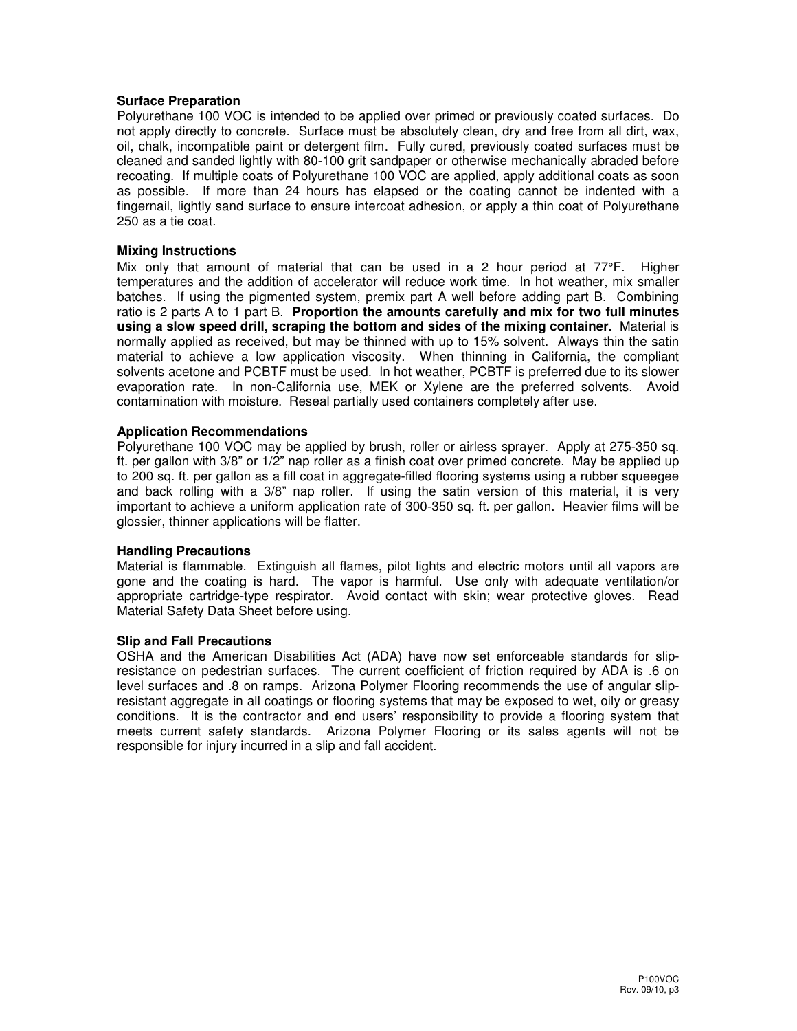**Surface Preparation**
Polyurethane 100 VOC is intended to be applied over primed or previously coated surfaces. Do not apply directly to concrete. Surface must be absolutely clean, dry and free from all dirt, wax, oil, chalk, incompatible paint or detergent film. Fully cured, previously coated surfaces must be cleaned and sanded lightly with 80-100 grit sandpaper or otherwise mechanically abraded before recoating. If multiple coats of Polyurethane 100 VOC are applied, apply additional coats as soon as possible. If more than 24 hours has elapsed or the coating cannot be indented with a fingernail, lightly sand surface to ensure intercoat adhesion, or apply a thin coat of Polyurethane 250 as a tie coat.

**Mixing Instructions**
Mix only that amount of material that can be used in a 2 hour period at 77°F. Higher temperatures and the addition of accelerator will reduce work time. In hot weather, mix smaller batches. If using the pigmented system, premix part A well before adding part B. Combining ratio is 2 parts A to 1 part B. **Proportion the amounts carefully and mix for two full minutes using a slow speed drill, scraping the bottom and sides of the mixing container.** Material is normally applied as received, but may be thinned with up to 15% solvent. Always thin the satin material to achieve a low application viscosity. When thinning in California, the compliant solvents acetone and PCBTF must be used. In hot weather, PCBTF is preferred due to its slower evaporation rate. In non-California use, MEK or Xylene are the preferred solvents. Avoid contamination with moisture. Reseal partially used containers completely after use.

**Application Recommendations**
Polyurethane 100 VOC may be applied by brush, roller or airless sprayer. Apply at 275-350 sq. ft. per gallon with 3/8" or 1/2" nap roller as a finish coat over primed concrete. May be applied up to 200 sq. ft. per gallon as a fill coat in aggregate-filled flooring systems using a rubber squeegee and back rolling with a 3/8" nap roller. If using the satin version of this material, it is very important to achieve a uniform application rate of 300-350 sq. ft. per gallon. Heavier films will be glossier, thinner applications will be flatter.

**Handling Precautions**
Material is flammable. Extinguish all flames, pilot lights and electric motors until all vapors are gone and the coating is hard. The vapor is harmful. Use only with adequate ventilation/or appropriate cartridge-type respirator. Avoid contact with skin; wear protective gloves. Read Material Safety Data Sheet before using.

**Slip and Fall Precautions**
OSHA and the American Disabilities Act (ADA) have now set enforceable standards for slip-resistance on pedestrian surfaces. The current coefficient of friction required by ADA is .6 on level surfaces and .8 on ramps. Arizona Polymer Flooring recommends the use of angular slip-resistant aggregate in all coatings or flooring systems that may be exposed to wet, oily or greasy conditions. It is the contractor and end users' responsibility to provide a flooring system that meets current safety standards. Arizona Polymer Flooring or its sales agents will not be responsible for injury incurred in a slip and fall accident.